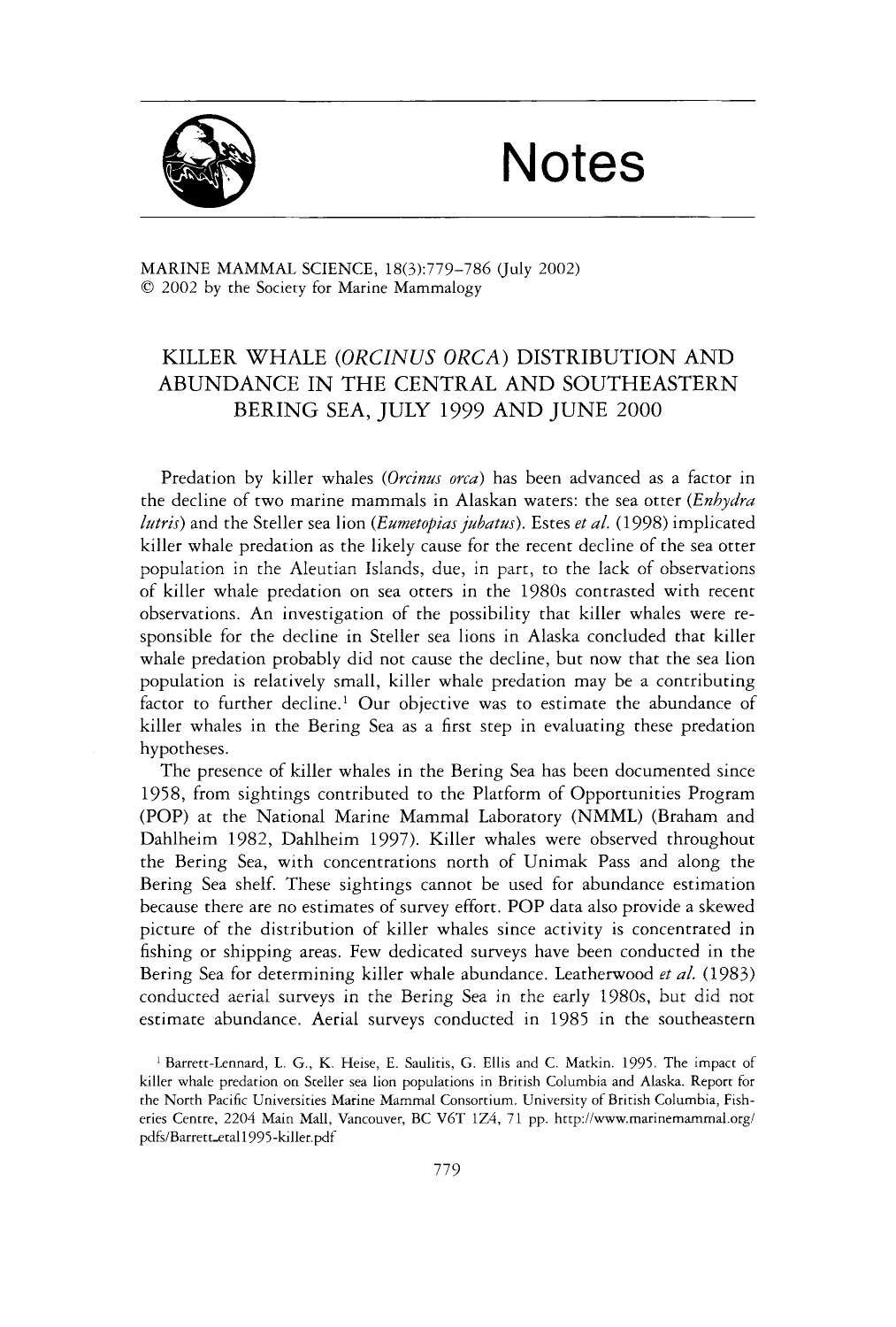# Notes

MARINE MAMMAL SCIENCE, 18(3):779–786 (July 2002)
© 2002 by the Society for Marine Mammalogy

## KILLER WHALE (*ORCINUS ORCA*) DISTRIBUTION AND ABUNDANCE IN THE CENTRAL AND SOUTHEASTERN BERING SEA, JULY 1999 AND JUNE 2000

Predation by killer whales (*Orcinus orca*) has been advanced as a factor in the decline of two marine mammals in Alaskan waters: the sea otter (*Enhydra lutris*) and the Steller sea lion (*Eumetopias jubatus*). Estes *et al.* (1998) implicated killer whale predation as the likely cause for the recent decline of the sea otter population in the Aleutian Islands, due, in part, to the lack of observations of killer whale predation on sea otters in the 1980s contrasted with recent observations. An investigation of the possibility that killer whales were responsible for the decline in Steller sea lions in Alaska concluded that killer whale predation probably did not cause the decline, but now that the sea lion population is relatively small, killer whale predation may be a contributing factor to further decline.[1] Our objective was to estimate the abundance of killer whales in the Bering Sea as a first step in evaluating these predation hypotheses.

The presence of killer whales in the Bering Sea has been documented since 1958, from sightings contributed to the Platform of Opportunities Program (POP) at the National Marine Mammal Laboratory (NMML) (Braham and Dahlheim 1982, Dahlheim 1997). Killer whales were observed throughout the Bering Sea, with concentrations north of Unimak Pass and along the Bering Sea shelf. These sightings cannot be used for abundance estimation because there are no estimates of survey effort. POP data also provide a skewed picture of the distribution of killer whales since activity is concentrated in fishing or shipping areas. Few dedicated surveys have been conducted in the Bering Sea for determining killer whale abundance. Leatherwood *et al.* (1983) conducted aerial surveys in the Bering Sea in the early 1980s, but did not estimate abundance. Aerial surveys conducted in 1985 in the southeastern

[1] Barrett-Lennard, L. G., K. Heise, E. Saulitis, G. Ellis and C. Matkin. 1995. The impact of killer whale predation on Steller sea lion populations in British Columbia and Alaska. Report for the North Pacific Universities Marine Mammal Consortium. University of British Columbia, Fisheries Centre, 2204 Main Mall, Vancouver, BC V6T 1Z4, 71 pp. http://www.marinemammal.org/pdfs/Barrett_etal1995-killer.pdf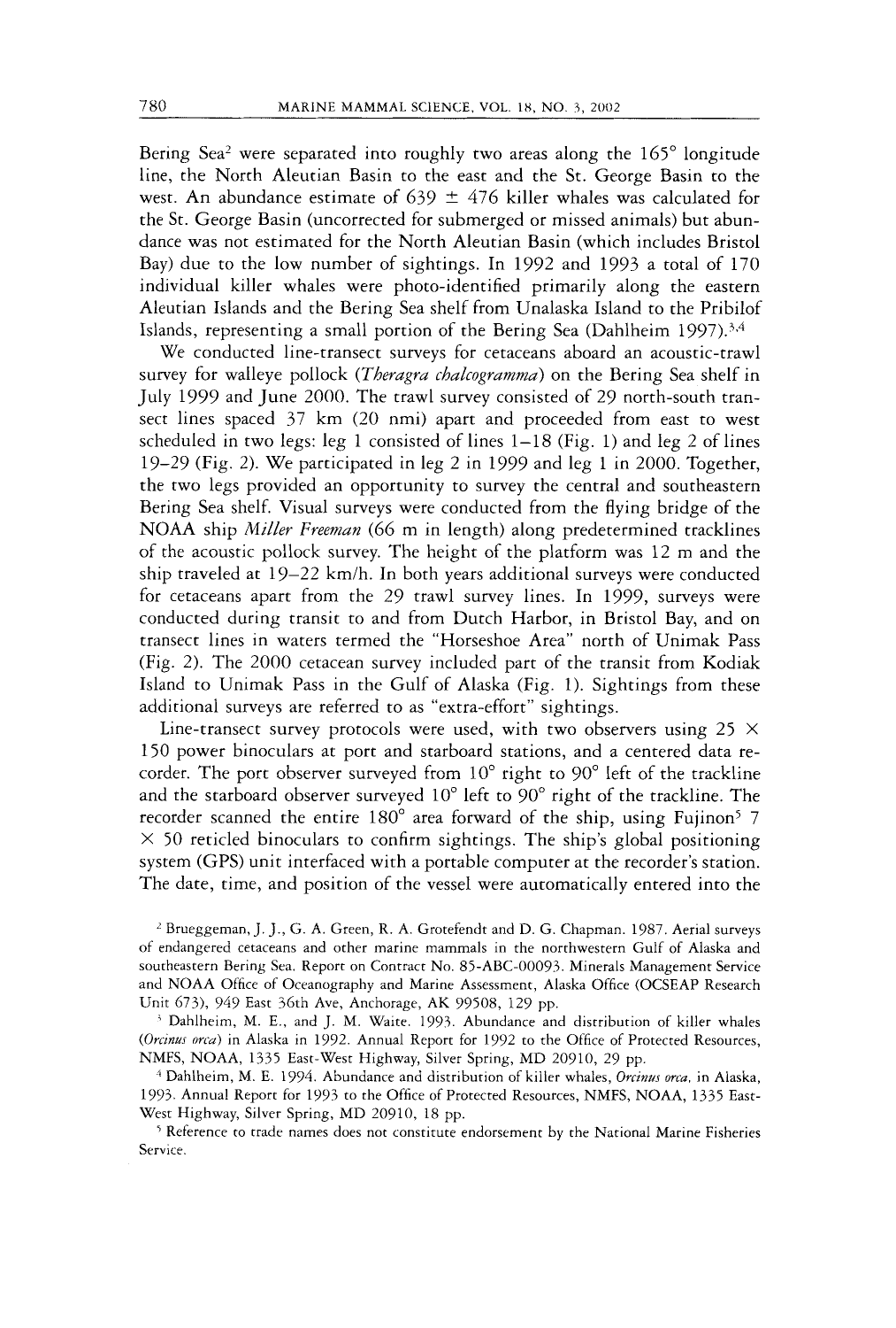Bering Sea[2] were separated into roughly two areas along the 165° longitude line, the North Aleutian Basin to the east and the St. George Basin to the west. An abundance estimate of 639 ± 476 killer whales was calculated for the St. George Basin (uncorrected for submerged or missed animals) but abundance was not estimated for the North Aleutian Basin (which includes Bristol Bay) due to the low number of sightings. In 1992 and 1993 a total of 170 individual killer whales were photo-identified primarily along the eastern Aleutian Islands and the Bering Sea shelf from Unalaska Island to the Pribilof Islands, representing a small portion of the Bering Sea (Dahlheim 1997).[3,4]

We conducted line-transect surveys for cetaceans aboard an acoustic-trawl survey for walleye pollock (*Theragra chalcogramma*) on the Bering Sea shelf in July 1999 and June 2000. The trawl survey consisted of 29 north-south transect lines spaced 37 km (20 nmi) apart and proceeded from east to west scheduled in two legs: leg 1 consisted of lines 1–18 (Fig. 1) and leg 2 of lines 19–29 (Fig. 2). We participated in leg 2 in 1999 and leg 1 in 2000. Together, the two legs provided an opportunity to survey the central and southeastern Bering Sea shelf. Visual surveys were conducted from the flying bridge of the NOAA ship *Miller Freeman* (66 m in length) along predetermined tracklines of the acoustic pollock survey. The height of the platform was 12 m and the ship traveled at 19–22 km/h. In both years additional surveys were conducted for cetaceans apart from the 29 trawl survey lines. In 1999, surveys were conducted during transit to and from Dutch Harbor, in Bristol Bay, and on transect lines in waters termed the "Horseshoe Area" north of Unimak Pass (Fig. 2). The 2000 cetacean survey included part of the transit from Kodiak Island to Unimak Pass in the Gulf of Alaska (Fig. 1). Sightings from these additional surveys are referred to as "extra-effort" sightings.

Line-transect survey protocols were used, with two observers using 25 × 150 power binoculars at port and starboard stations, and a centered data recorder. The port observer surveyed from 10° right to 90° left of the trackline and the starboard observer surveyed 10° left to 90° right of the trackline. The recorder scanned the entire 180° area forward of the ship, using Fujinon[5] 7 × 50 reticled binoculars to confirm sightings. The ship's global positioning system (GPS) unit interfaced with a portable computer at the recorder's station. The date, time, and position of the vessel were automatically entered into the

[2] Brueggeman, J. J., G. A. Green, R. A. Grotefendt and D. G. Chapman. 1987. Aerial surveys of endangered cetaceans and other marine mammals in the northwestern Gulf of Alaska and southeastern Bering Sea. Report on Contract No. 85-ABC-00093. Minerals Management Service and NOAA Office of Oceanography and Marine Assessment, Alaska Office (OCSEAP Research Unit 673), 949 East 36th Ave, Anchorage, AK 99508, 129 pp.

[3] Dahlheim, M. E., and J. M. Waite. 1993. Abundance and distribution of killer whales (*Orcinus orca*) in Alaska in 1992. Annual Report for 1992 to the Office of Protected Resources, NMFS, NOAA, 1335 East-West Highway, Silver Spring, MD 20910, 29 pp.

[4] Dahlheim, M. E. 1994. Abundance and distribution of killer whales, *Orcinus orca*, in Alaska, 1993. Annual Report for 1993 to the Office of Protected Resources, NMFS, NOAA, 1335 East-West Highway, Silver Spring, MD 20910, 18 pp.

[5] Reference to trade names does not constitute endorsement by the National Marine Fisheries Service.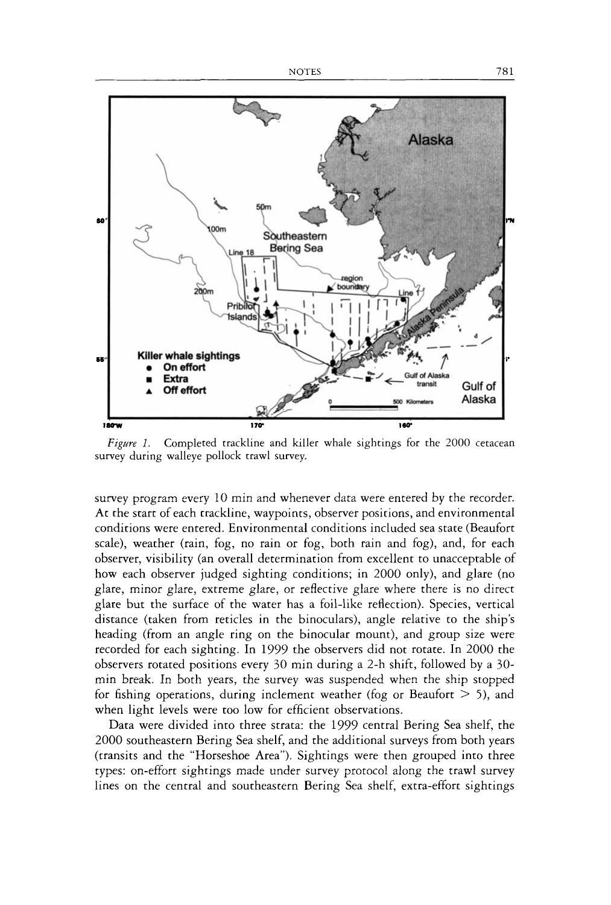*Figure 1.* Completed trackline and killer whale sightings for the 2000 cetacean survey during walleye pollock trawl survey.

survey program every 10 min and whenever data were entered by the recorder. At the start of each trackline, waypoints, observer positions, and environmental conditions were entered. Environmental conditions included sea state (Beaufort scale), weather (rain, fog, no rain or fog, both rain and fog), and, for each observer, visibility (an overall determination from excellent to unacceptable of how each observer judged sighting conditions; in 2000 only), and glare (no glare, minor glare, extreme glare, or reflective glare where there is no direct glare but the surface of the water has a foil-like reflection). Species, vertical distance (taken from reticles in the binoculars), angle relative to the ship's heading (from an angle ring on the binocular mount), and group size were recorded for each sighting. In 1999 the observers did not rotate. In 2000 the observers rotated positions every 30 min during a 2-h shift, followed by a 30-min break. In both years, the survey was suspended when the ship stopped for fishing operations, during inclement weather (fog or Beaufort > 5), and when light levels were too low for efficient observations.

Data were divided into three strata: the 1999 central Bering Sea shelf, the 2000 southeastern Bering Sea shelf, and the additional surveys from both years (transits and the "Horseshoe Area"). Sightings were then grouped into three types: on-effort sightings made under survey protocol along the trawl survey lines on the central and southeastern Bering Sea shelf, extra-effort sightings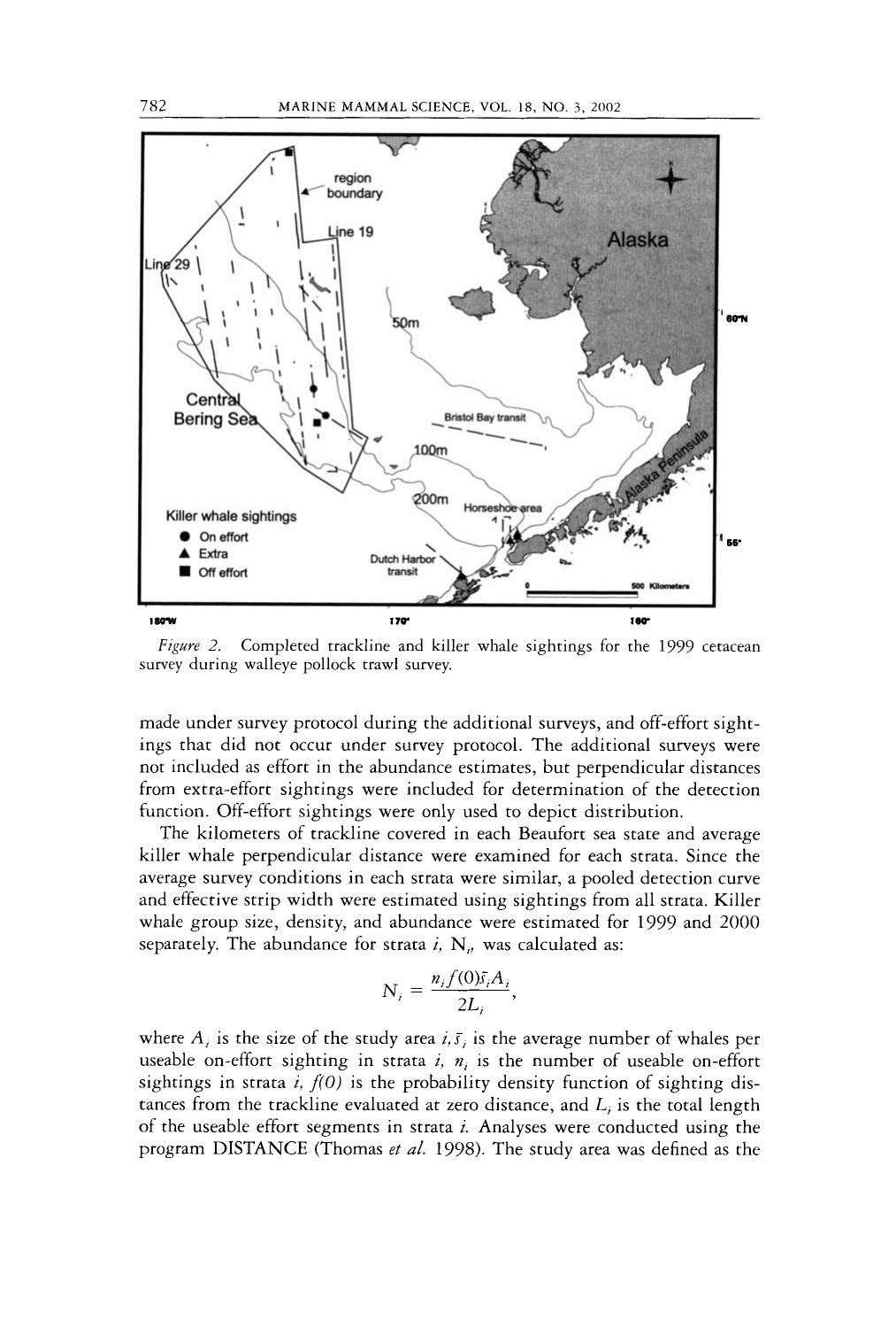*Figure 2.* Completed trackline and killer whale sightings for the 1999 cetacean survey during walleye pollock trawl survey.

made under survey protocol during the additional surveys, and off-effort sightings that did not occur under survey protocol. The additional surveys were not included as effort in the abundance estimates, but perpendicular distances from extra-effort sightings were included for determination of the detection function. Off-effort sightings were only used to depict distribution.

The kilometers of trackline covered in each Beaufort sea state and average killer whale perpendicular distance were examined for each strata. Since the average survey conditions in each strata were similar, a pooled detection curve and effective strip width were estimated using sightings from all strata. Killer whale group size, density, and abundance were estimated for 1999 and 2000 separately. The abundance for strata $i$, $N_i$, was calculated as:

$$N_i = \frac{n_i f(0) \bar{s}_i A_i}{2L_i},$$

where $A_i$ is the size of the study area $i$, $\bar{s}_i$ is the average number of whales per useable on-effort sighting in strata $i$, $n_i$ is the number of useable on-effort sightings in strata $i$, $f(0)$ is the probability density function of sighting distances from the trackline evaluated at zero distance, and $L_i$ is the total length of the useable effort segments in strata $i$. Analyses were conducted using the program DISTANCE (Thomas *et al.* 1998). The study area was defined as the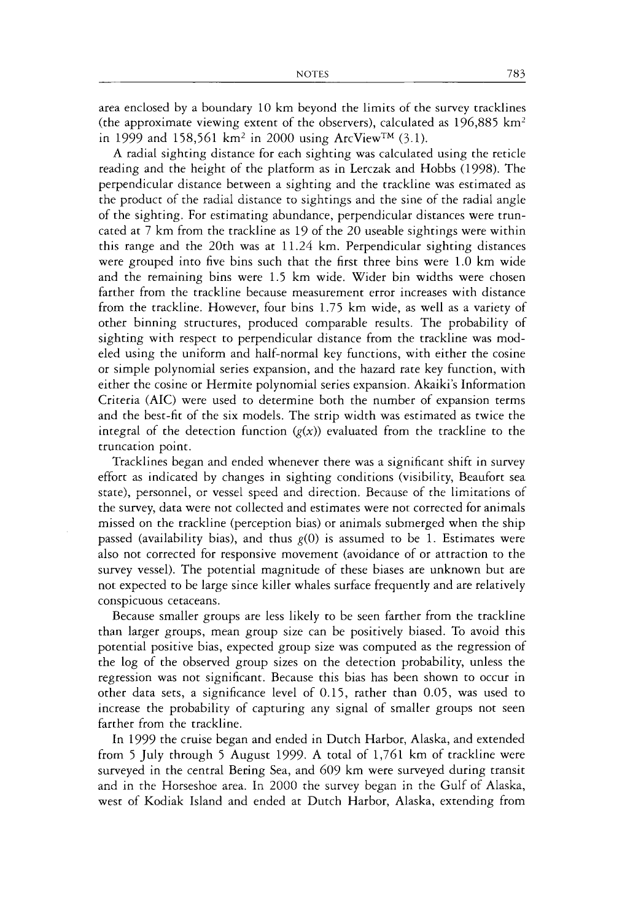area enclosed by a boundary 10 km beyond the limits of the survey tracklines (the approximate viewing extent of the observers), calculated as 196,885 km$^2$ in 1999 and 158,561 km$^2$ in 2000 using ArcView™ (3.1).

A radial sighting distance for each sighting was calculated using the reticle reading and the height of the platform as in Lerczak and Hobbs (1998). The perpendicular distance between a sighting and the trackline was estimated as the product of the radial distance to sightings and the sine of the radial angle of the sighting. For estimating abundance, perpendicular distances were truncated at 7 km from the trackline as 19 of the 20 useable sightings were within this range and the 20th was at 11.24 km. Perpendicular sighting distances were grouped into five bins such that the first three bins were 1.0 km wide and the remaining bins were 1.5 km wide. Wider bin widths were chosen farther from the trackline because measurement error increases with distance from the trackline. However, four bins 1.75 km wide, as well as a variety of other binning structures, produced comparable results. The probability of sighting with respect to perpendicular distance from the trackline was modeled using the uniform and half-normal key functions, with either the cosine or simple polynomial series expansion, and the hazard rate key function, with either the cosine or Hermite polynomial series expansion. Akaiki's Information Criteria (AIC) were used to determine both the number of expansion terms and the best-fit of the six models. The strip width was estimated as twice the integral of the detection function ($g(x)$) evaluated from the trackline to the truncation point.

Tracklines began and ended whenever there was a significant shift in survey effort as indicated by changes in sighting conditions (visibility, Beaufort sea state), personnel, or vessel speed and direction. Because of the limitations of the survey, data were not collected and estimates were not corrected for animals missed on the trackline (perception bias) or animals submerged when the ship passed (availability bias), and thus $g(0)$ is assumed to be 1. Estimates were also not corrected for responsive movement (avoidance of or attraction to the survey vessel). The potential magnitude of these biases are unknown but are not expected to be large since killer whales surface frequently and are relatively conspicuous cetaceans.

Because smaller groups are less likely to be seen farther from the trackline than larger groups, mean group size can be positively biased. To avoid this potential positive bias, expected group size was computed as the regression of the log of the observed group sizes on the detection probability, unless the regression was not significant. Because this bias has been shown to occur in other data sets, a significance level of 0.15, rather than 0.05, was used to increase the probability of capturing any signal of smaller groups not seen farther from the trackline.

In 1999 the cruise began and ended in Dutch Harbor, Alaska, and extended from 5 July through 5 August 1999. A total of 1,761 km of trackline were surveyed in the central Bering Sea, and 609 km were surveyed during transit and in the Horseshoe area. In 2000 the survey began in the Gulf of Alaska, west of Kodiak Island and ended at Dutch Harbor, Alaska, extending from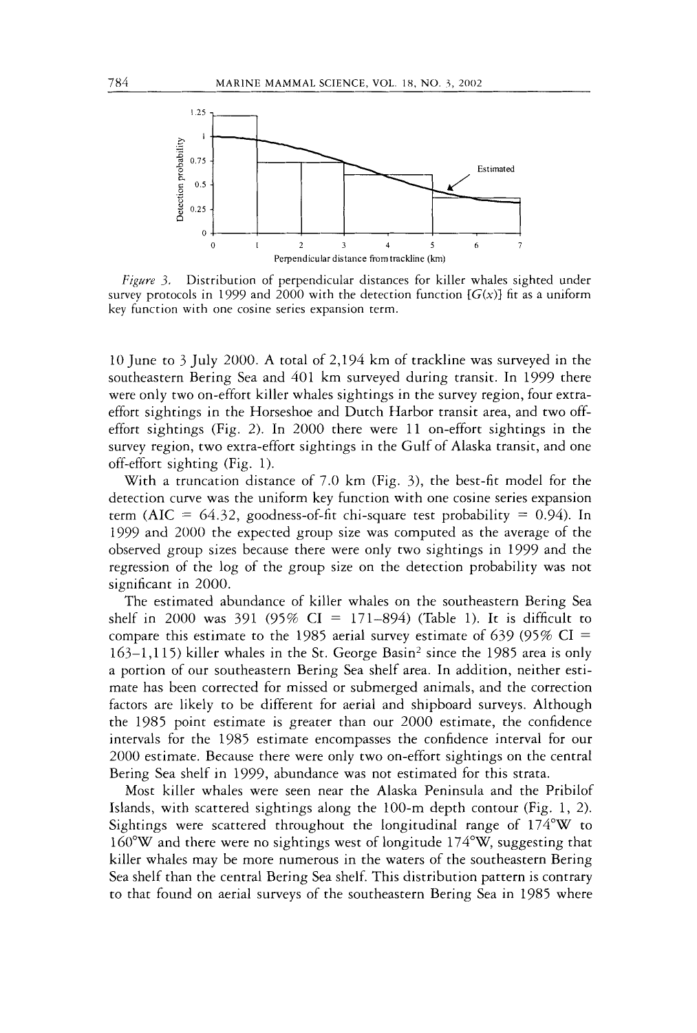*Figure 3.* Distribution of perpendicular distances for killer whales sighted under survey protocols in 1999 and 2000 with the detection function [$G(x)$] fit as a uniform key function with one cosine series expansion term.

10 June to 3 July 2000. A total of 2,194 km of trackline was surveyed in the southeastern Bering Sea and 401 km surveyed during transit. In 1999 there were only two on-effort killer whales sightings in the survey region, four extra-effort sightings in the Horseshoe and Dutch Harbor transit area, and two off-effort sightings (Fig. 2). In 2000 there were 11 on-effort sightings in the survey region, two extra-effort sightings in the Gulf of Alaska transit, and one off-effort sighting (Fig. 1).

With a truncation distance of 7.0 km (Fig. 3), the best-fit model for the detection curve was the uniform key function with one cosine series expansion term (AIC = 64.32, goodness-of-fit chi-square test probability = 0.94). In 1999 and 2000 the expected group size was computed as the average of the observed group sizes because there were only two sightings in 1999 and the regression of the log of the group size on the detection probability was not significant in 2000.

The estimated abundance of killer whales on the southeastern Bering Sea shelf in 2000 was 391 (95% CI = 171–894) (Table 1). It is difficult to compare this estimate to the 1985 aerial survey estimate of 639 (95% CI = 163–1,115) killer whales in the St. George Basin[2] since the 1985 area is only a portion of our southeastern Bering Sea shelf area. In addition, neither estimate has been corrected for missed or submerged animals, and the correction factors are likely to be different for aerial and shipboard surveys. Although the 1985 point estimate is greater than our 2000 estimate, the confidence intervals for the 1985 estimate encompasses the confidence interval for our 2000 estimate. Because there were only two on-effort sightings on the central Bering Sea shelf in 1999, abundance was not estimated for this strata.

Most killer whales were seen near the Alaska Peninsula and the Pribilof Islands, with scattered sightings along the 100-m depth contour (Fig. 1, 2). Sightings were scattered throughout the longitudinal range of 174°W to 160°W and there were no sightings west of longitude 174°W, suggesting that killer whales may be more numerous in the waters of the southeastern Bering Sea shelf than the central Bering Sea shelf. This distribution pattern is contrary to that found on aerial surveys of the southeastern Bering Sea in 1985 where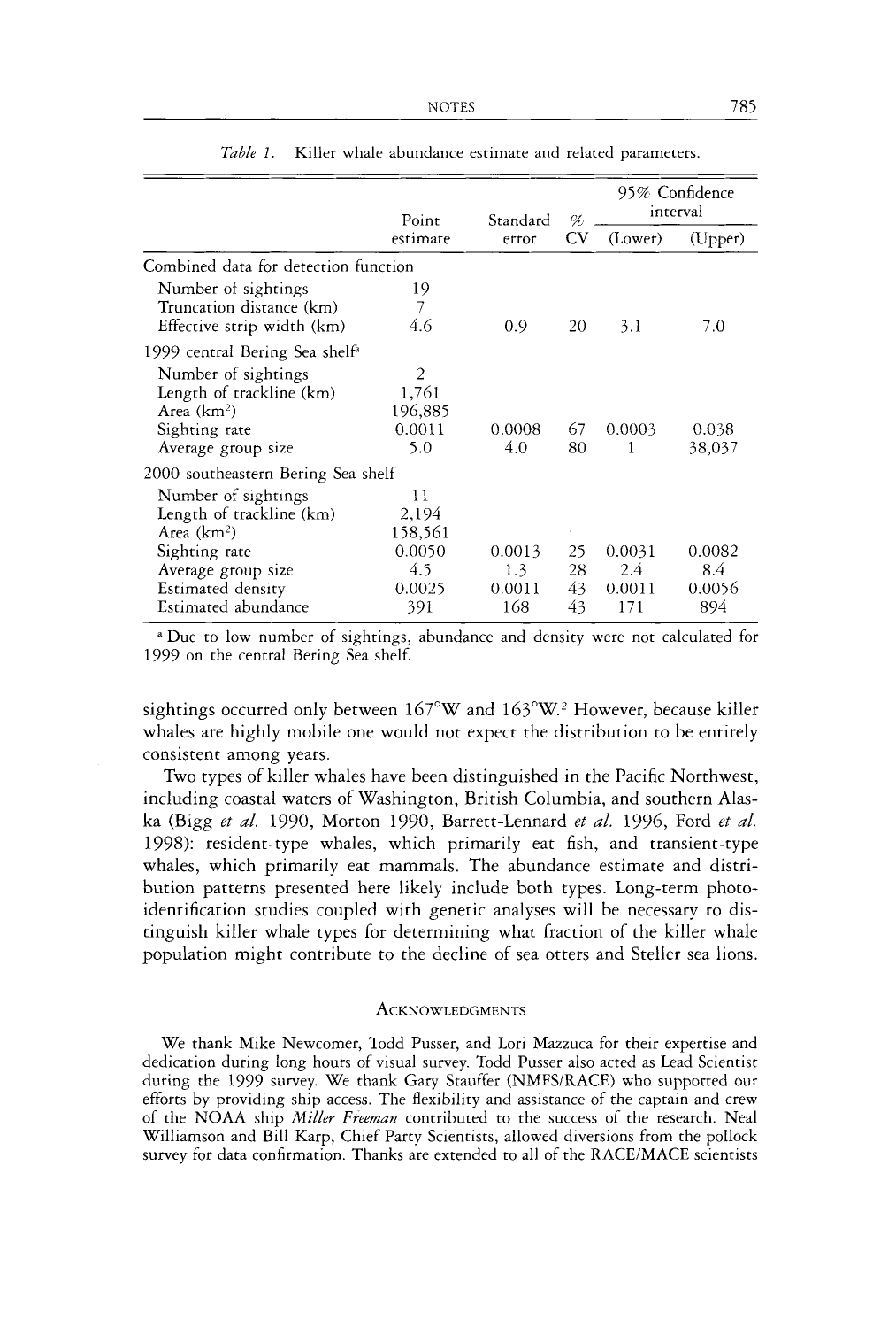*Table 1.* Killer whale abundance estimate and related parameters.

| | Point estimate | Standard error | % CV | 95% Confidence interval (Lower) | 95% Confidence interval (Upper) |
|---|---|---|---|---|---|
| Combined data for detection function | | | | | |
| Number of sightings | 19 | | | | |
| Truncation distance (km) | 7 | | | | |
| Effective strip width (km) | 4.6 | 0.9 | 20 | 3.1 | 7.0 |
| 1999 central Bering Sea shelf[a] | | | | | |
| Number of sightings | 2 | | | | |
| Length of trackline (km) | 1,761 | | | | |
| Area (km²) | 196,885 | | | | |
| Sighting rate | 0.0011 | 0.0008 | 67 | 0.0003 | 0.038 |
| Average group size | 5.0 | 4.0 | 80 | 1 | 38,037 |
| 2000 southeastern Bering Sea shelf | | | | | |
| Number of sightings | 11 | | | | |
| Length of trackline (km) | 2,194 | | | | |
| Area (km²) | 158,561 | | | | |
| Sighting rate | 0.0050 | 0.0013 | 25 | 0.0031 | 0.0082 |
| Average group size | 4.5 | 1.3 | 28 | 2.4 | 8.4 |
| Estimated density | 0.0025 | 0.0011 | 43 | 0.0011 | 0.0056 |
| Estimated abundance | 391 | 168 | 43 | 171 | 894 |

[a] Due to low number of sightings, abundance and density were not calculated for 1999 on the central Bering Sea shelf.

sightings occurred only between 167°W and 163°W.[2] However, because killer whales are highly mobile one would not expect the distribution to be entirely consistent among years.

Two types of killer whales have been distinguished in the Pacific Northwest, including coastal waters of Washington, British Columbia, and southern Alaska (Bigg *et al.* 1990, Morton 1990, Barrett-Lennard *et al.* 1996, Ford *et al.* 1998): resident-type whales, which primarily eat fish, and transient-type whales, which primarily eat mammals. The abundance estimate and distribution patterns presented here likely include both types. Long-term photo-identification studies coupled with genetic analyses will be necessary to distinguish killer whale types for determining what fraction of the killer whale population might contribute to the decline of sea otters and Steller sea lions.

## Acknowledgments

We thank Mike Newcomer, Todd Pusser, and Lori Mazzuca for their expertise and dedication during long hours of visual survey. Todd Pusser also acted as Lead Scientist during the 1999 survey. We thank Gary Stauffer (NMFS/RACE) who supported our efforts by providing ship access. The flexibility and assistance of the captain and crew of the NOAA ship *Miller Freeman* contributed to the success of the research. Neal Williamson and Bill Karp, Chief Party Scientists, allowed diversions from the pollock survey for data confirmation. Thanks are extended to all of the RACE/MACE scientists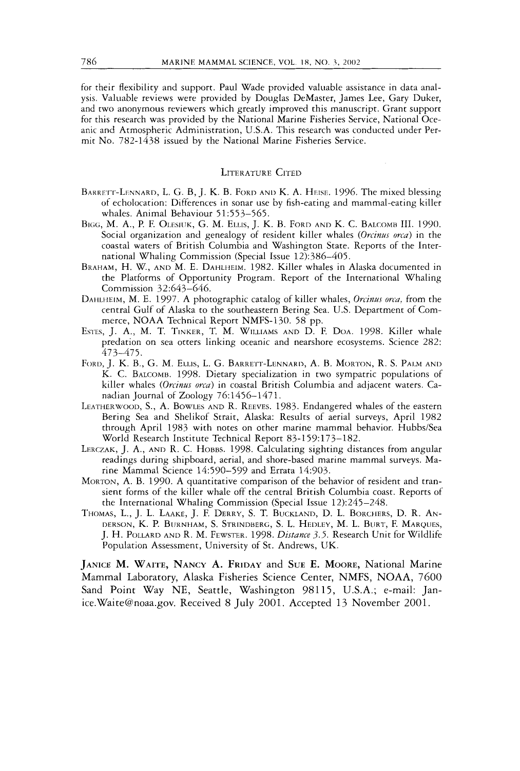for their flexibility and support. Paul Wade provided valuable assistance in data analysis. Valuable reviews were provided by Douglas DeMaster, James Lee, Gary Duker, and two anonymous reviewers which greatly improved this manuscript. Grant support for this research was provided by the National Marine Fisheries Service, National Oceanic and Atmospheric Administration, U.S.A. This research was conducted under Permit No. 782-1438 issued by the National Marine Fisheries Service.

## LITERATURE CITED

BARRETT-LENNARD, L. G. B, J. K. B. FORD AND K. A. HEISE. 1996. The mixed blessing of echolocation: Differences in sonar use by fish-eating and mammal-eating killer whales. Animal Behaviour 51:553–565.

BIGG, M. A., P. F. OLESIUK, G. M. ELLIS, J. K. B. FORD AND K. C. BALCOMB III. 1990. Social organization and genealogy of resident killer whales (*Orcinus orca*) in the coastal waters of British Columbia and Washington State. Reports of the International Whaling Commission (Special Issue 12):386–405.

BRAHAM, H. W., AND M. E. DAHLHEIM. 1982. Killer whales in Alaska documented in the Platforms of Opportunity Program. Report of the International Whaling Commission 32:643–646.

DAHLHEIM, M. E. 1997. A photographic catalog of killer whales, *Orcinus orca*, from the central Gulf of Alaska to the southeastern Bering Sea. U.S. Department of Commerce, NOAA Technical Report NMFS-130. 58 pp.

ESTES, J. A., M. T. TINKER, T. M. WILLIAMS AND D. F. DOA. 1998. Killer whale predation on sea otters linking oceanic and nearshore ecosystems. Science 282: 473–475.

FORD, J. K. B., G. M. ELLIS, L. G. BARRETT-LENNARD, A. B. MORTON, R. S. PALM AND K. C. BALCOMB. 1998. Dietary specialization in two sympatric populations of killer whales (*Orcinus orca*) in coastal British Columbia and adjacent waters. Canadian Journal of Zoology 76:1456–1471.

LEATHERWOOD, S., A. BOWLES AND R. REEVES. 1983. Endangered whales of the eastern Bering Sea and Shelikof Strait, Alaska: Results of aerial surveys, April 1982 through April 1983 with notes on other marine mammal behavior. Hubbs/Sea World Research Institute Technical Report 83-159:173–182.

LERCZAK, J. A., AND R. C. HOBBS. 1998. Calculating sighting distances from angular readings during shipboard, aerial, and shore-based marine mammal surveys. Marine Mammal Science 14:590–599 and Errata 14:903.

MORTON, A. B. 1990. A quantitative comparison of the behavior of resident and transient forms of the killer whale off the central British Columbia coast. Reports of the International Whaling Commission (Special Issue 12):245–248.

THOMAS, L., J. L. LAAKE, J. F. DERRY, S. T. BUCKLAND, D. L. BORCHERS, D. R. ANDERSON, K. P. BURNHAM, S. STRINDBERG, S. L. HEDLEY, M. L. BURT, F. MARQUES, J. H. POLLARD AND R. M. FEWSTER. 1998. *Distance 3.5*. Research Unit for Wildlife Population Assessment, University of St. Andrews, UK.

JANICE M. WAITE, NANCY A. FRIDAY and SUE E. MOORE, National Marine Mammal Laboratory, Alaska Fisheries Science Center, NMFS, NOAA, 7600 Sand Point Way NE, Seattle, Washington 98115, U.S.A.; e-mail: Janice.Waite@noaa.gov. Received 8 July 2001. Accepted 13 November 2001.